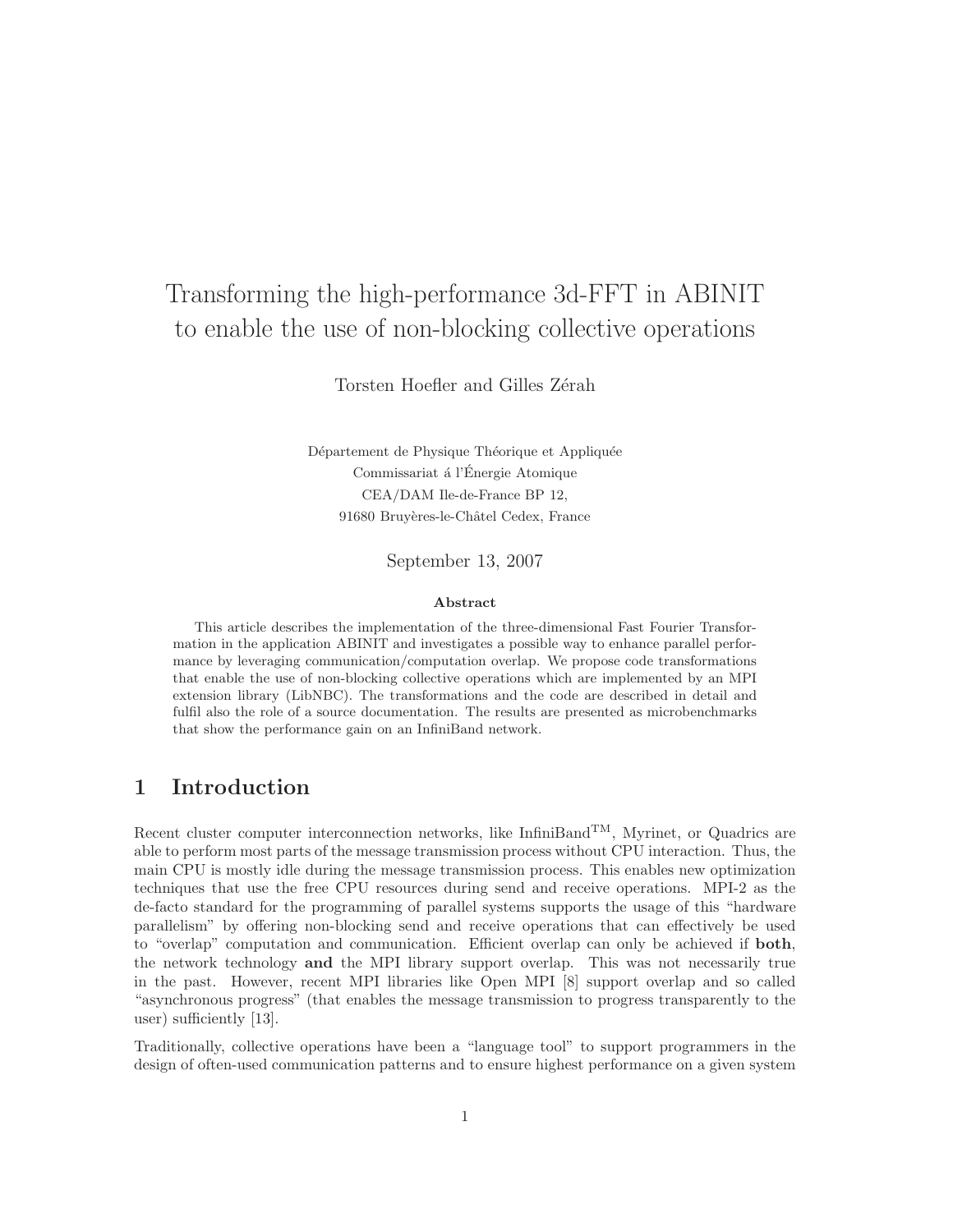# Transforming the high-performance 3d-FFT in ABINIT to enable the use of non-blocking collective operations

Torsten Hoefler and Gilles Zérah

Département de Physique Théorique et Appliquée
Commissariat á l'Énergie Atomique
CEA/DAM Ile-de-France BP 12,
91680 Bruyères-le-Châtel Cedex, France

September 13, 2007

**Abstract**

This article describes the implementation of the three-dimensional Fast Fourier Transformation in the application ABINIT and investigates a possible way to enhance parallel performance by leveraging communication/computation overlap. We propose code transformations that enable the use of non-blocking collective operations which are implemented by an MPI extension library (LibNBC). The transformations and the code are described in detail and fulfil also the role of a source documentation. The results are presented as microbenchmarks that show the performance gain on an InfiniBand network.

## 1 Introduction

Recent cluster computer interconnection networks, like InfiniBand$^{TM}$, Myrinet, or Quadrics are able to perform most parts of the message transmission process without CPU interaction. Thus, the main CPU is mostly idle during the message transmission process. This enables new optimization techniques that use the free CPU resources during send and receive operations. MPI-2 as the de-facto standard for the programming of parallel systems supports the usage of this "hardware parallelism" by offering non-blocking send and receive operations that can effectively be used to "overlap" computation and communication. Efficient overlap can only be achieved if **both**, the network technology **and** the MPI library support overlap. This was not necessarily true in the past. However, recent MPI libraries like Open MPI [8] support overlap and so called "asynchronous progress" (that enables the message transmission to progress transparently to the user) sufficiently [13].

Traditionally, collective operations have been a "language tool" to support programmers in the design of often-used communication patterns and to ensure highest performance on a given system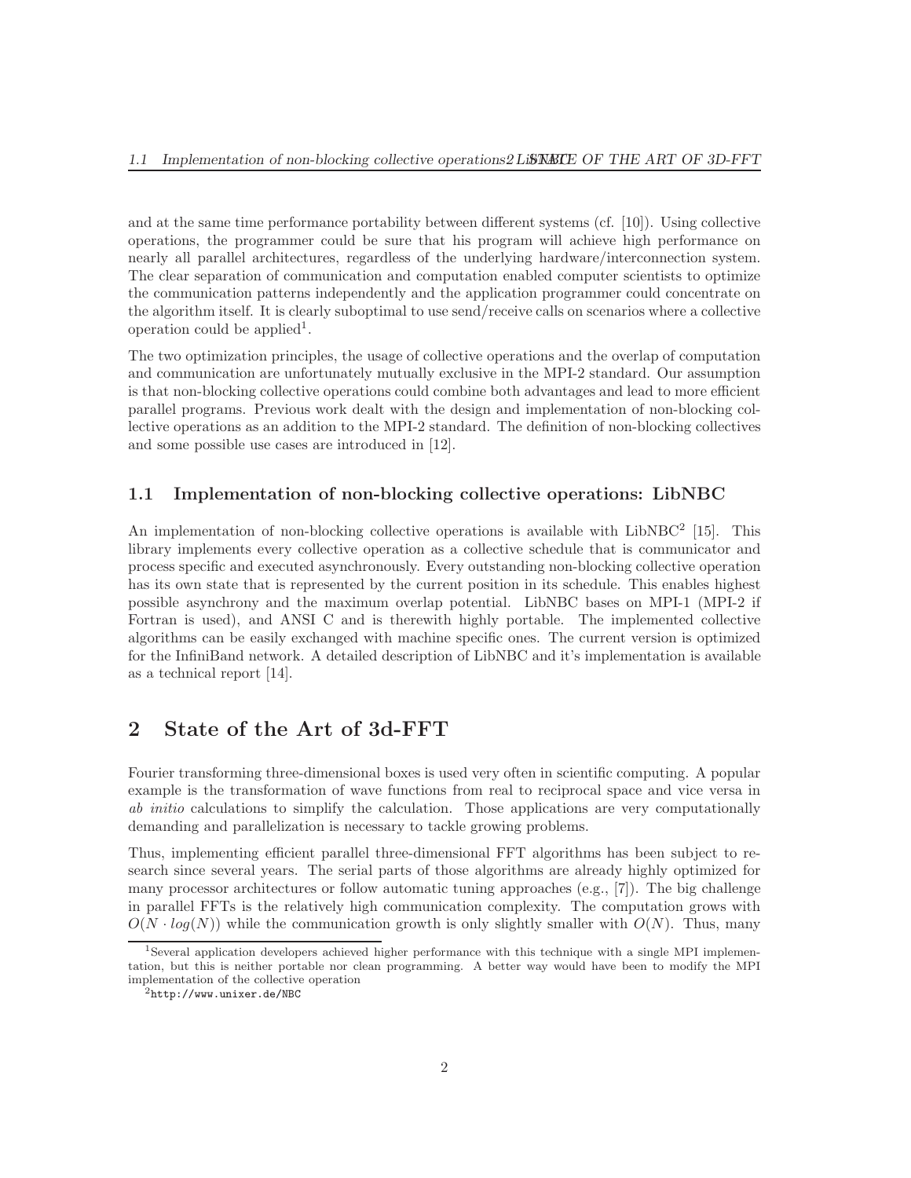and at the same time performance portability between different systems (cf. [10]). Using collective operations, the programmer could be sure that his program will achieve high performance on nearly all parallel architectures, regardless of the underlying hardware/interconnection system. The clear separation of communication and computation enabled computer scientists to optimize the communication patterns independently and the application programmer could concentrate on the algorithm itself. It is clearly suboptimal to use send/receive calls on scenarios where a collective operation could be applied[1].

The two optimization principles, the usage of collective operations and the overlap of computation and communication are unfortunately mutually exclusive in the MPI-2 standard. Our assumption is that non-blocking collective operations could combine both advantages and lead to more efficient parallel programs. Previous work dealt with the design and implementation of non-blocking collective operations as an addition to the MPI-2 standard. The definition of non-blocking collectives and some possible use cases are introduced in [12].

### 1.1 Implementation of non-blocking collective operations: LibNBC

An implementation of non-blocking collective operations is available with LibNBC[2] [15]. This library implements every collective operation as a collective schedule that is communicator and process specific and executed asynchronously. Every outstanding non-blocking collective operation has its own state that is represented by the current position in its schedule. This enables highest possible asynchrony and the maximum overlap potential. LibNBC bases on MPI-1 (MPI-2 if Fortran is used), and ANSI C and is therewith highly portable. The implemented collective algorithms can be easily exchanged with machine specific ones. The current version is optimized for the InfiniBand network. A detailed description of LibNBC and it's implementation is available as a technical report [14].

## 2 State of the Art of 3d-FFT

Fourier transforming three-dimensional boxes is used very often in scientific computing. A popular example is the transformation of wave functions from real to reciprocal space and vice versa in *ab initio* calculations to simplify the calculation. Those applications are very computationally demanding and parallelization is necessary to tackle growing problems.

Thus, implementing efficient parallel three-dimensional FFT algorithms has been subject to research since several years. The serial parts of those algorithms are already highly optimized for many processor architectures or follow automatic tuning approaches (e.g., [7]). The big challenge in parallel FFTs is the relatively high communication complexity. The computation grows with $O(N \cdot log(N))$ while the communication growth is only slightly smaller with $O(N)$. Thus, many

[1] Several application developers achieved higher performance with this technique with a single MPI implementation, but this is neither portable nor clean programming. A better way would have been to modify the MPI implementation of the collective operation

[2] `http://www.unixer.de/NBC`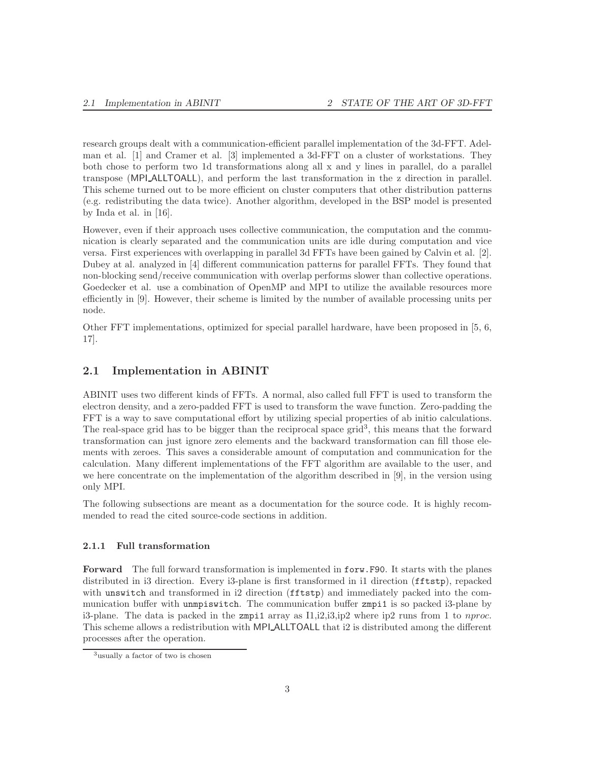research groups dealt with a communication-efficient parallel implementation of the 3d-FFT. Adelman et al. [1] and Cramer et al. [3] implemented a 3d-FFT on a cluster of workstations. They both chose to perform two 1d transformations along all x and y lines in parallel, do a parallel transpose (MPI_ALLTOALL), and perform the last transformation in the z direction in parallel. This scheme turned out to be more efficient on cluster computers that other distribution patterns (e.g. redistributing the data twice). Another algorithm, developed in the BSP model is presented by Inda et al. in [16].

However, even if their approach uses collective communication, the computation and the communication is clearly separated and the communication units are idle during computation and vice versa. First experiences with overlapping in parallel 3d FFTs have been gained by Calvin et al. [2]. Dubey at al. analyzed in [4] different communication patterns for parallel FFTs. They found that non-blocking send/receive communication with overlap performs slower than collective operations. Goedecker et al. use a combination of OpenMP and MPI to utilize the available resources more efficiently in [9]. However, their scheme is limited by the number of available processing units per node.

Other FFT implementations, optimized for special parallel hardware, have been proposed in [5, 6, 17].

## 2.1 Implementation in ABINIT

ABINIT uses two different kinds of FFTs. A normal, also called full FFT is used to transform the electron density, and a zero-padded FFT is used to transform the wave function. Zero-padding the FFT is a way to save computational effort by utilizing special properties of ab initio calculations. The real-space grid has to be bigger than the reciprocal space grid[3], this means that the forward transformation can just ignore zero elements and the backward transformation can fill those elements with zeroes. This saves a considerable amount of computation and communication for the calculation. Many different implementations of the FFT algorithm are available to the user, and we here concentrate on the implementation of the algorithm described in [9], in the version using only MPI.

The following subsections are meant as a documentation for the source code. It is highly recommended to read the cited source-code sections in addition.

### 2.1.1 Full transformation

**Forward** The full forward transformation is implemented in `forw.F90`. It starts with the planes distributed in i3 direction. Every i3-plane is first transformed in i1 direction (`fftstp`), repacked with `unswitch` and transformed in i2 direction (`fftstp`) and immediately packed into the communication buffer with `unmpiswitch`. The communication buffer `zmpi1` is so packed i3-plane by i3-plane. The data is packed in the `zmpi1` array as I1,i2,i3,ip2 where ip2 runs from 1 to *nproc*. This scheme allows a redistribution with MPI_ALLTOALL that i2 is distributed among the different processes after the operation.

[3] usually a factor of two is chosen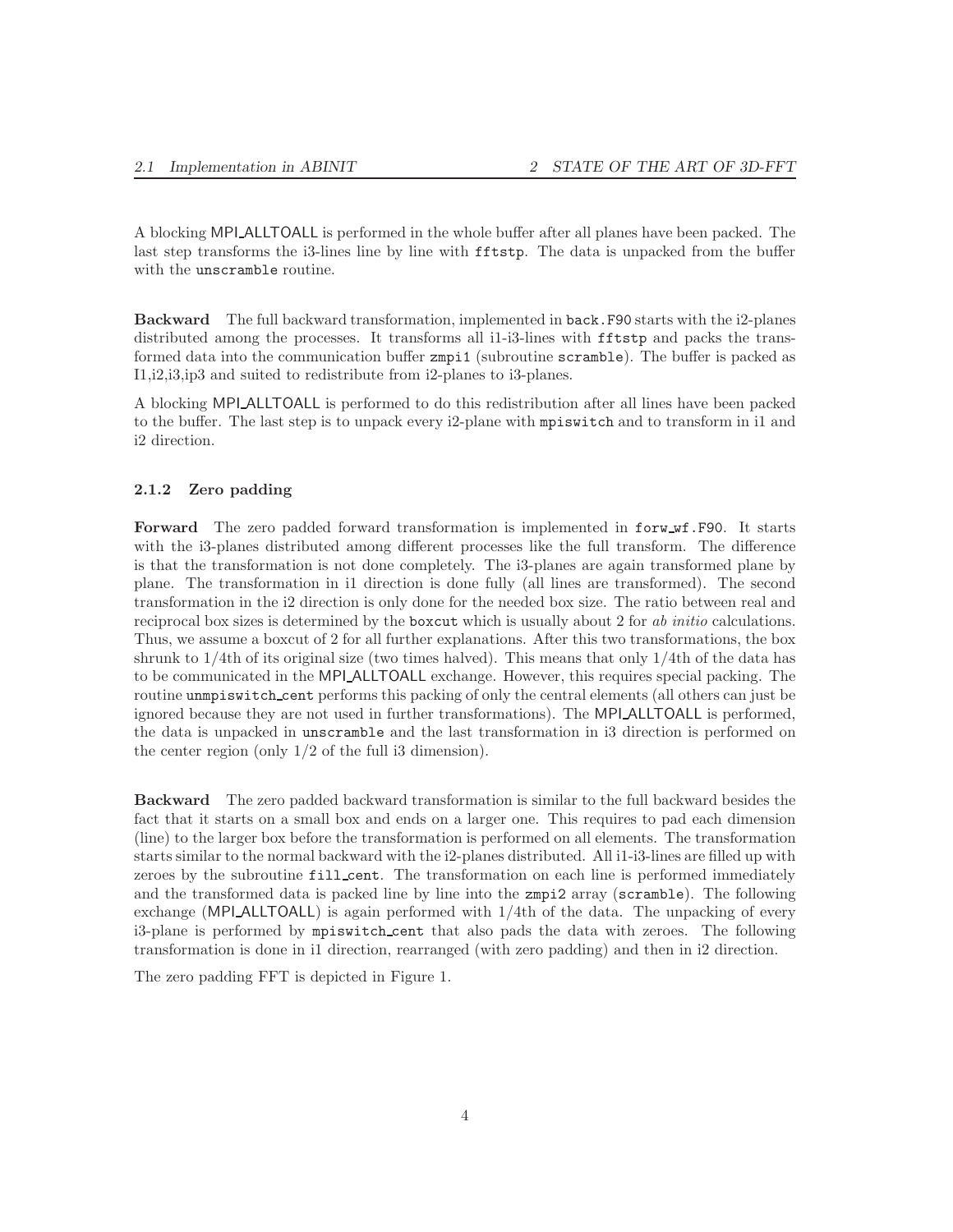A blocking MPI_ALLTOALL is performed in the whole buffer after all planes have been packed. The last step transforms the i3-lines line by line with `fftstp`. The data is unpacked from the buffer with the `unscramble` routine.

**Backward** The full backward transformation, implemented in `back.F90` starts with the i2-planes distributed among the processes. It transforms all i1-i3-lines with `fftstp` and packs the transformed data into the communication buffer `zmpi1` (subroutine `scramble`). The buffer is packed as I1,i2,i3,ip3 and suited to redistribute from i2-planes to i3-planes.

A blocking MPI_ALLTOALL is performed to do this redistribution after all lines have been packed to the buffer. The last step is to unpack every i2-plane with `mpiswitch` and to transform in i1 and i2 direction.

### 2.1.2 Zero padding

**Forward** The zero padded forward transformation is implemented in `forw_wf.F90`. It starts with the i3-planes distributed among different processes like the full transform. The difference is that the transformation is not done completely. The i3-planes are again transformed plane by plane. The transformation in i1 direction is done fully (all lines are transformed). The second transformation in the i2 direction is only done for the needed box size. The ratio between real and reciprocal box sizes is determined by the `boxcut` which is usually about 2 for *ab initio* calculations. Thus, we assume a boxcut of 2 for all further explanations. After this two transformations, the box shrunk to 1/4th of its original size (two times halved). This means that only 1/4th of the data has to be communicated in the MPI_ALLTOALL exchange. However, this requires special packing. The routine `unmpiswitch_cent` performs this packing of only the central elements (all others can just be ignored because they are not used in further transformations). The MPI_ALLTOALL is performed, the data is unpacked in `unscramble` and the last transformation in i3 direction is performed on the center region (only 1/2 of the full i3 dimension).

**Backward** The zero padded backward transformation is similar to the full backward besides the fact that it starts on a small box and ends on a larger one. This requires to pad each dimension (line) to the larger box before the transformation is performed on all elements. The transformation starts similar to the normal backward with the i2-planes distributed. All i1-i3-lines are filled up with zeroes by the subroutine `fill_cent`. The transformation on each line is performed immediately and the transformed data is packed line by line into the `zmpi2` array (`scramble`). The following exchange (MPI_ALLTOALL) is again performed with 1/4th of the data. The unpacking of every i3-plane is performed by `mpiswitch_cent` that also pads the data with zeroes. The following transformation is done in i1 direction, rearranged (with zero padding) and then in i2 direction.

The zero padding FFT is depicted in Figure 1.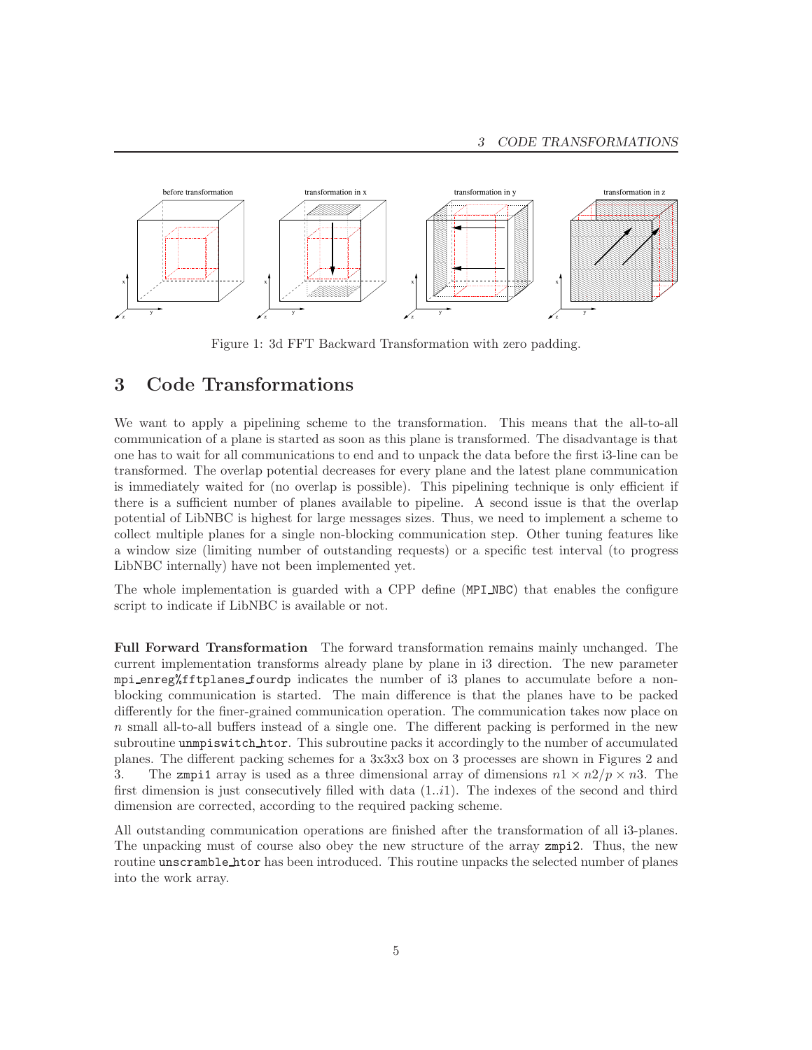Figure 1: 3d FFT Backward Transformation with zero padding.

# 3 Code Transformations

We want to apply a pipelining scheme to the transformation. This means that the all-to-all communication of a plane is started as soon as this plane is transformed. The disadvantage is that one has to wait for all communications to end and to unpack the data before the first i3-line can be transformed. The overlap potential decreases for every plane and the latest plane communication is immediately waited for (no overlap is possible). This pipelining technique is only efficient if there is a sufficient number of planes available to pipeline. A second issue is that the overlap potential of LibNBC is highest for large messages sizes. Thus, we need to implement a scheme to collect multiple planes for a single non-blocking communication step. Other tuning features like a window size (limiting number of outstanding requests) or a specific test interval (to progress LibNBC internally) have not been implemented yet.

The whole implementation is guarded with a CPP define (`MPI_NBC`) that enables the configure script to indicate if LibNBC is available or not.

**Full Forward Transformation** The forward transformation remains mainly unchanged. The current implementation transforms already plane by plane in i3 direction. The new parameter `mpi_enreg%fftplanes_fourdp` indicates the number of i3 planes to accumulate before a non-blocking communication is started. The main difference is that the planes have to be packed differently for the finer-grained communication operation. The communication takes now place on $n$ small all-to-all buffers instead of a single one. The different packing is performed in the new subroutine `unmpiswitch_htor`. This subroutine packs it accordingly to the number of accumulated planes. The different packing schemes for a 3x3x3 box on 3 processes are shown in Figures 2 and 3. The `zmpi1` array is used as a three dimensional array of dimensions $n1 \times n2/p \times n3$. The first dimension is just consecutively filled with data $(1..i1)$. The indexes of the second and third dimension are corrected, according to the required packing scheme.

All outstanding communication operations are finished after the transformation of all i3-planes. The unpacking must of course also obey the new structure of the array `zmpi2`. Thus, the new routine `unscramble_htor` has been introduced. This routine unpacks the selected number of planes into the work array.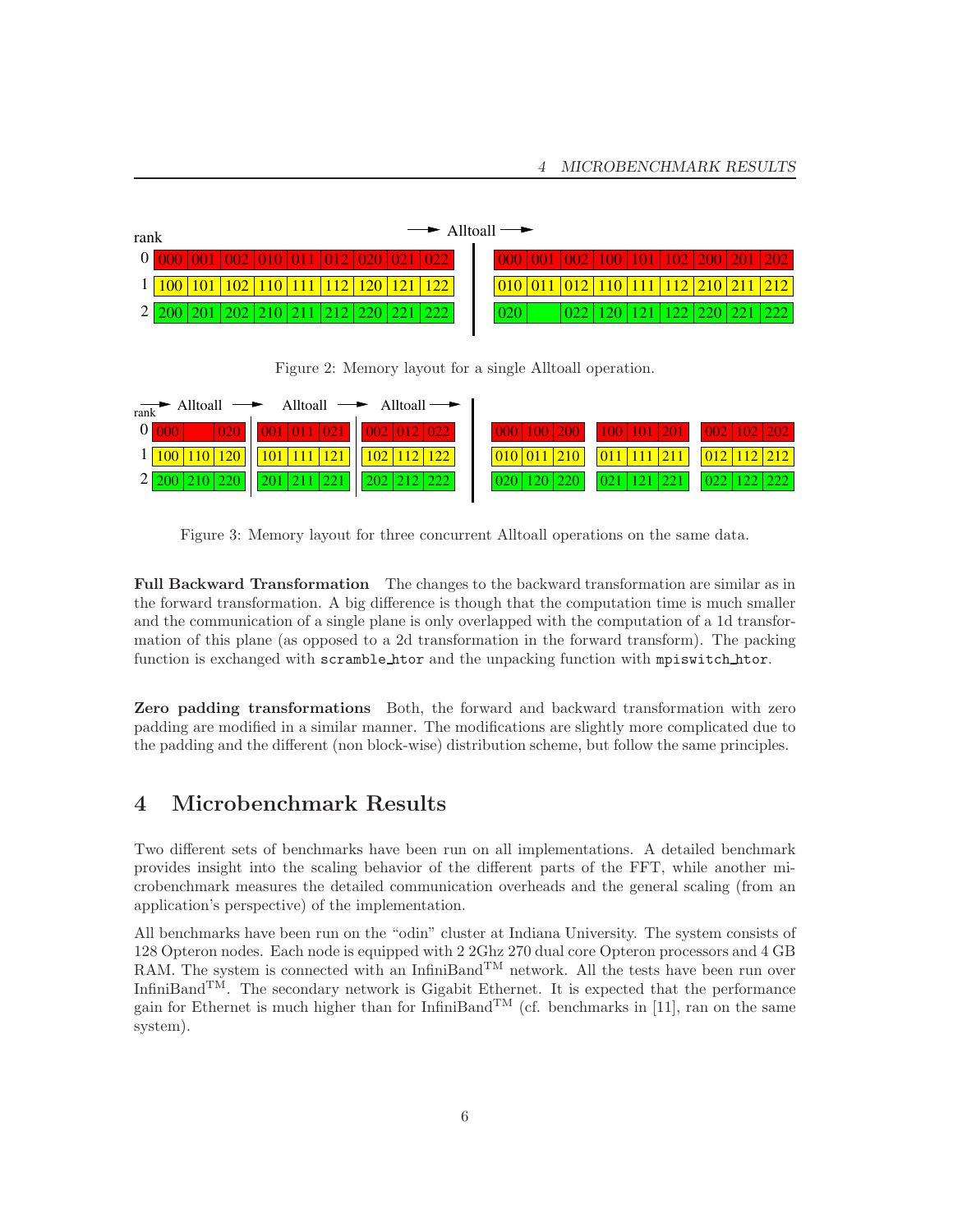Figure 2: Memory layout for a single Alltoall operation.

Figure 3: Memory layout for three concurrent Alltoall operations on the same data.

**Full Backward Transformation** The changes to the backward transformation are similar as in the forward transformation. A big difference is though that the computation time is much smaller and the communication of a single plane is only overlapped with the computation of a 1d transformation of this plane (as opposed to a 2d transformation in the forward transform). The packing function is exchanged with `scramble_htor` and the unpacking function with `mpiswitch_htor`.

**Zero padding transformations** Both, the forward and backward transformation with zero padding are modified in a similar manner. The modifications are slightly more complicated due to the padding and the different (non block-wise) distribution scheme, but follow the same principles.

# 4 Microbenchmark Results

Two different sets of benchmarks have been run on all implementations. A detailed benchmark provides insight into the scaling behavior of the different parts of the FFT, while another microbenchmark measures the detailed communication overheads and the general scaling (from an application's perspective) of the implementation.

All benchmarks have been run on the "odin" cluster at Indiana University. The system consists of 128 Opteron nodes. Each node is equipped with 2 2Ghz 270 dual core Opteron processors and 4 GB RAM. The system is connected with an InfiniBand$^{\text{TM}}$ network. All the tests have been run over InfiniBand$^{\text{TM}}$. The secondary network is Gigabit Ethernet. It is expected that the performance gain for Ethernet is much higher than for InfiniBand$^{\text{TM}}$ (cf. benchmarks in [11], ran on the same system).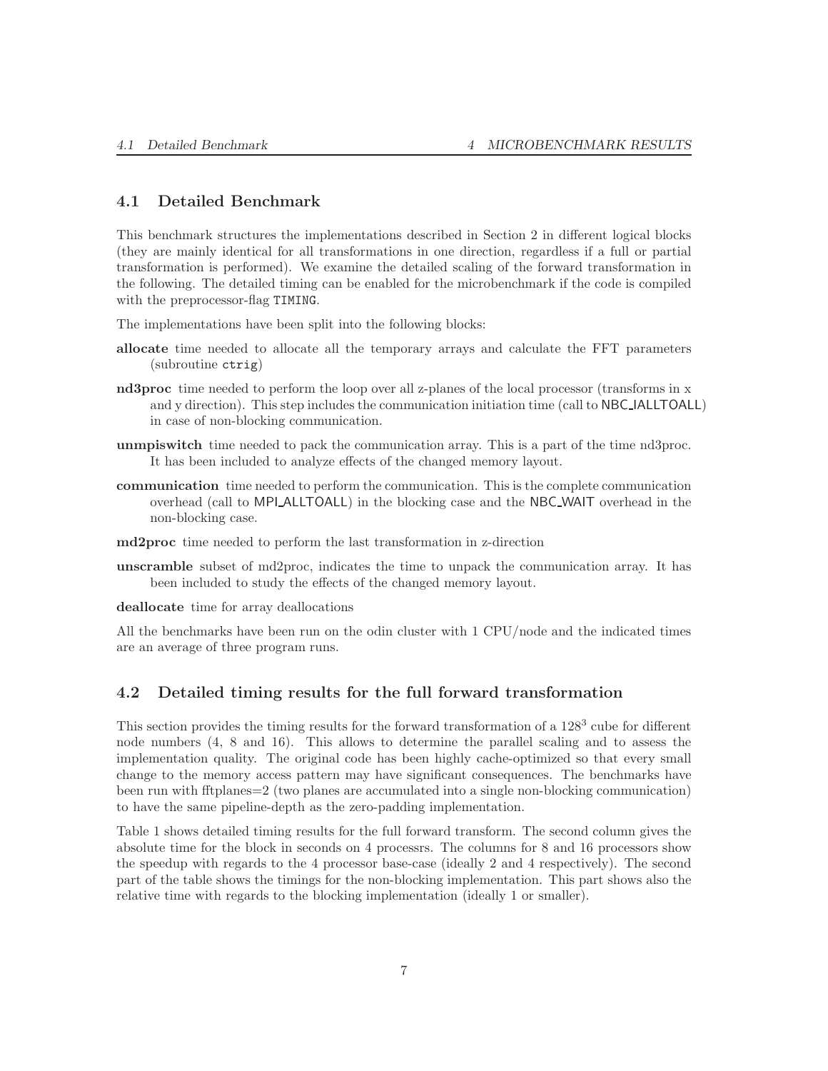## 4.1 Detailed Benchmark

This benchmark structures the implementations described in Section 2 in different logical blocks (they are mainly identical for all transformations in one direction, regardless if a full or partial transformation is performed). We examine the detailed scaling of the forward transformation in the following. The detailed timing can be enabled for the microbenchmark if the code is compiled with the preprocessor-flag TIMING.

The implementations have been split into the following blocks:

**allocate** time needed to allocate all the temporary arrays and calculate the FFT parameters (subroutine `ctrig`)

**nd3proc** time needed to perform the loop over all z-planes of the local processor (transforms in x and y direction). This step includes the communication initiation time (call to NBC_IALLTOALL) in case of non-blocking communication.

**unmpiswitch** time needed to pack the communication array. This is a part of the time nd3proc. It has been included to analyze effects of the changed memory layout.

**communication** time needed to perform the communication. This is the complete communication overhead (call to MPI_ALLTOALL) in the blocking case and the NBC_WAIT overhead in the non-blocking case.

**md2proc** time needed to perform the last transformation in z-direction

**unscramble** subset of md2proc, indicates the time to unpack the communication array. It has been included to study the effects of the changed memory layout.

**deallocate** time for array deallocations

All the benchmarks have been run on the odin cluster with 1 CPU/node and the indicated times are an average of three program runs.

## 4.2 Detailed timing results for the full forward transformation

This section provides the timing results for the forward transformation of a $128^3$ cube for different node numbers (4, 8 and 16). This allows to determine the parallel scaling and to assess the implementation quality. The original code has been highly cache-optimized so that every small change to the memory access pattern may have significant consequences. The benchmarks have been run with fftplanes=2 (two planes are accumulated into a single non-blocking communication) to have the same pipeline-depth as the zero-padding implementation.

Table 1 shows detailed timing results for the full forward transform. The second column gives the absolute time for the block in seconds on 4 processrs. The columns for 8 and 16 processors show the speedup with regards to the 4 processor base-case (ideally 2 and 4 respectively). The second part of the table shows the timings for the non-blocking implementation. This part shows also the relative time with regards to the blocking implementation (ideally 1 or smaller).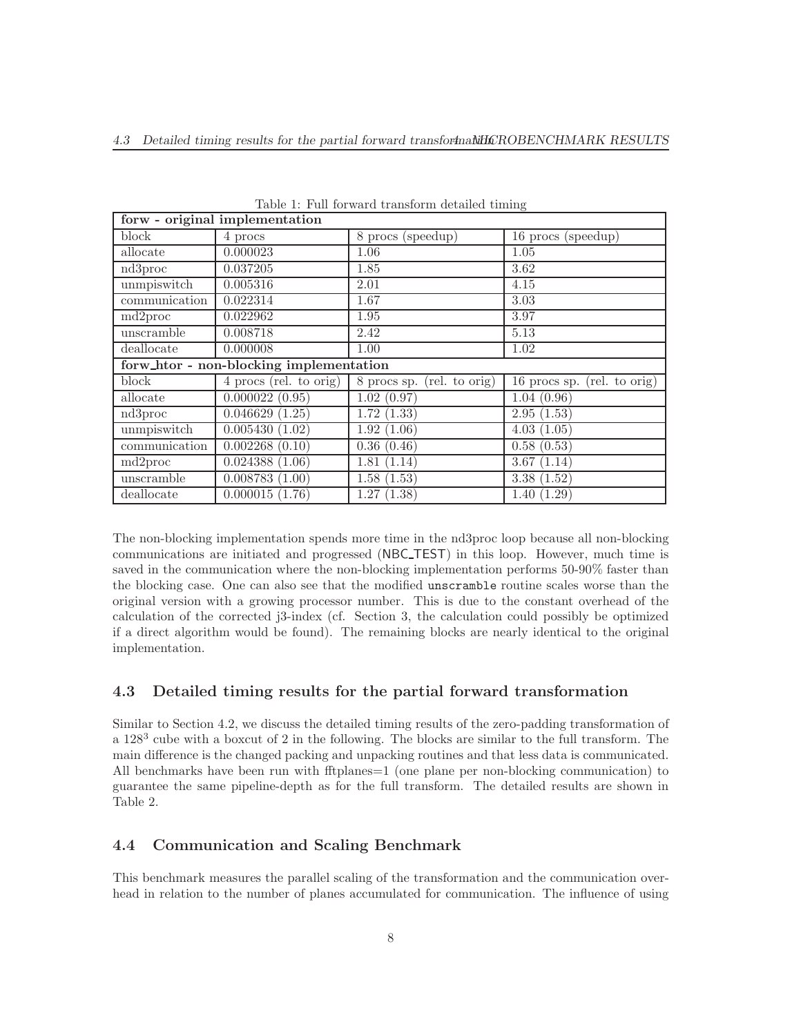Table 1: Full forward transform detailed timing

| **forw - original implementation** | | | |
|---|---|---|---|
| block | 4 procs | 8 procs (speedup) | 16 procs (speedup) |
| allocate | 0.000023 | 1.06 | 1.05 |
| nd3proc | 0.037205 | 1.85 | 3.62 |
| unmpiswitch | 0.005316 | 2.01 | 4.15 |
| communication | 0.022314 | 1.67 | 3.03 |
| md2proc | 0.022962 | 1.95 | 3.97 |
| unscramble | 0.008718 | 2.42 | 5.13 |
| deallocate | 0.000008 | 1.00 | 1.02 |
| **forw_htor - non-blocking implementation** | | | |
| block | 4 procs (rel. to orig) | 8 procs sp. (rel. to orig) | 16 procs sp. (rel. to orig) |
| allocate | 0.000022 (0.95) | 1.02 (0.97) | 1.04 (0.96) |
| nd3proc | 0.046629 (1.25) | 1.72 (1.33) | 2.95 (1.53) |
| unmpiswitch | 0.005430 (1.02) | 1.92 (1.06) | 4.03 (1.05) |
| communication | 0.002268 (0.10) | 0.36 (0.46) | 0.58 (0.53) |
| md2proc | 0.024388 (1.06) | 1.81 (1.14) | 3.67 (1.14) |
| unscramble | 0.008783 (1.00) | 1.58 (1.53) | 3.38 (1.52) |
| deallocate | 0.000015 (1.76) | 1.27 (1.38) | 1.40 (1.29) |

The non-blocking implementation spends more time in the nd3proc loop because all non-blocking communications are initiated and progressed (NBC_TEST) in this loop. However, much time is saved in the communication where the non-blocking implementation performs 50-90% faster than the blocking case. One can also see that the modified `unscramble` routine scales worse than the original version with a growing processor number. This is due to the constant overhead of the calculation of the corrected j3-index (cf. Section 3, the calculation could possibly be optimized if a direct algorithm would be found). The remaining blocks are nearly identical to the original implementation.

### 4.3 Detailed timing results for the partial forward transformation

Similar to Section 4.2, we discuss the detailed timing results of the zero-padding transformation of a $128^3$ cube with a boxcut of 2 in the following. The blocks are similar to the full transform. The main difference is the changed packing and unpacking routines and that less data is communicated. All benchmarks have been run with fftplanes=1 (one plane per non-blocking communication) to guarantee the same pipeline-depth as for the full transform. The detailed results are shown in Table 2.

### 4.4 Communication and Scaling Benchmark

This benchmark measures the parallel scaling of the transformation and the communication overhead in relation to the number of planes accumulated for communication. The influence of using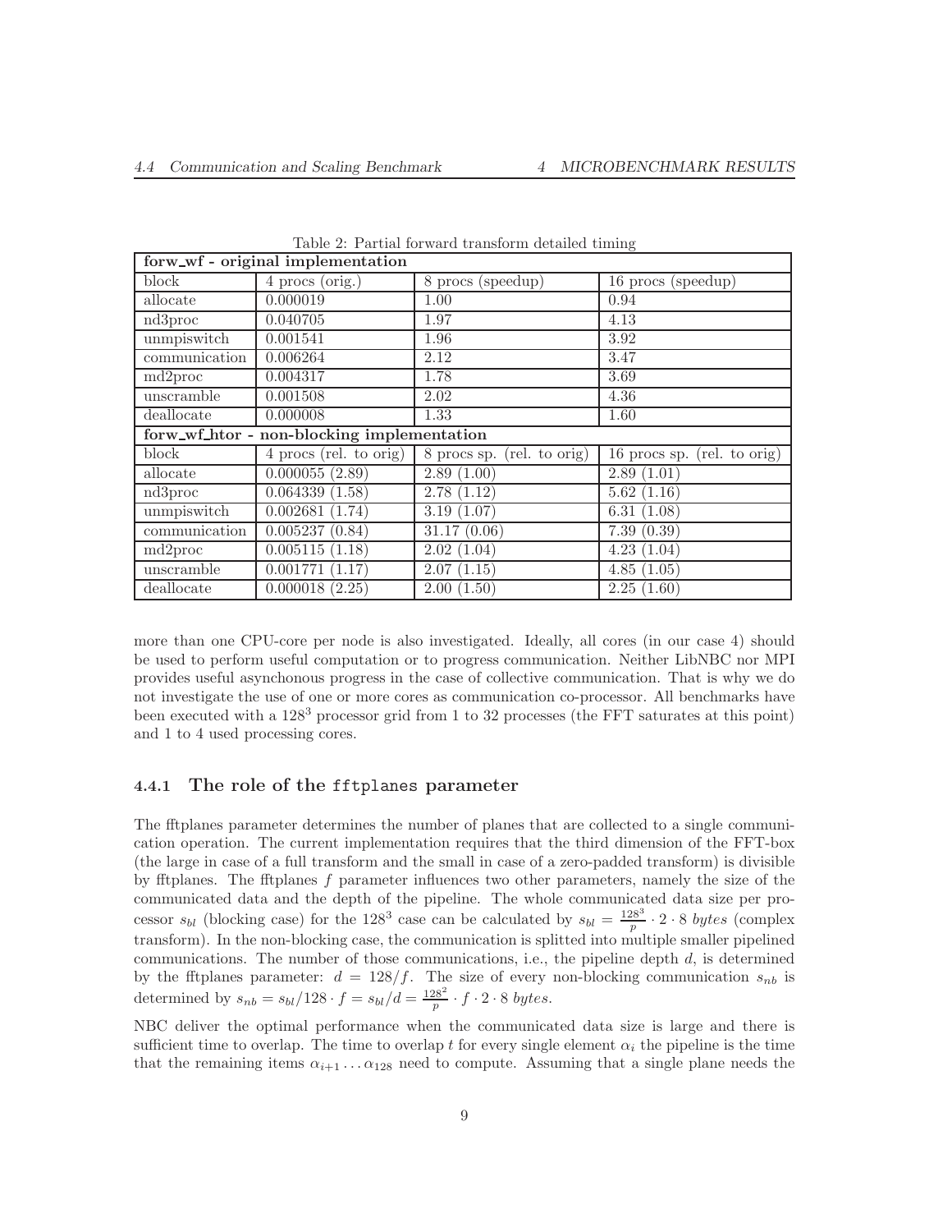Table 2: Partial forward transform detailed timing

| **forw_wf - original implementation** | | | |
|---|---|---|---|
| block | 4 procs (orig.) | 8 procs (speedup) | 16 procs (speedup) |
| allocate | 0.000019 | 1.00 | 0.94 |
| nd3proc | 0.040705 | 1.97 | 4.13 |
| unmpiswitch | 0.001541 | 1.96 | 3.92 |
| communication | 0.006264 | 2.12 | 3.47 |
| md2proc | 0.004317 | 1.78 | 3.69 |
| unscramble | 0.001508 | 2.02 | 4.36 |
| deallocate | 0.000008 | 1.33 | 1.60 |
| **forw_wf_htor - non-blocking implementation** | | | |
| block | 4 procs (rel. to orig) | 8 procs sp. (rel. to orig) | 16 procs sp. (rel. to orig) |
| allocate | 0.000055 (2.89) | 2.89 (1.00) | 2.89 (1.01) |
| nd3proc | 0.064339 (1.58) | 2.78 (1.12) | 5.62 (1.16) |
| unmpiswitch | 0.002681 (1.74) | 3.19 (1.07) | 6.31 (1.08) |
| communication | 0.005237 (0.84) | 31.17 (0.06) | 7.39 (0.39) |
| md2proc | 0.005115 (1.18) | 2.02 (1.04) | 4.23 (1.04) |
| unscramble | 0.001771 (1.17) | 2.07 (1.15) | 4.85 (1.05) |
| deallocate | 0.000018 (2.25) | 2.00 (1.50) | 2.25 (1.60) |

more than one CPU-core per node is also investigated. Ideally, all cores (in our case 4) should be used to perform useful computation or to progress communication. Neither LibNBC nor MPI provides useful asynchonous progress in the case of collective communication. That is why we do not investigate the use of one or more cores as communication co-processor. All benchmarks have been executed with a $128^3$ processor grid from 1 to 32 processes (the FFT saturates at this point) and 1 to 4 used processing cores.

### 4.4.1 The role of the `fftplanes` parameter

The fftplanes parameter determines the number of planes that are collected to a single communication operation. The current implementation requires that the third dimension of the FFT-box (the large in case of a full transform and the small in case of a zero-padded transform) is divisible by fftplanes. The fftplanes $f$ parameter influences two other parameters, namely the size of the communicated data and the depth of the pipeline. The whole communicated data size per processor $s_{bl}$ (blocking case) for the $128^3$ case can be calculated by $s_{bl} = \frac{128^3}{p} \cdot 2 \cdot 8\ bytes$ (complex transform). In the non-blocking case, the communication is splitted into multiple smaller pipelined communications. The number of those communications, i.e., the pipeline depth $d$, is determined by the fftplanes parameter: $d = 128/f$. The size of every non-blocking communication $s_{nb}$ is determined by $s_{nb} = s_{bl}/128 \cdot f = s_{bl}/d = \frac{128^2}{p} \cdot f \cdot 2 \cdot 8\ bytes$.

NBC deliver the optimal performance when the communicated data size is large and there is sufficient time to overlap. The time to overlap $t$ for every single element $\alpha_i$ the pipeline is the time that the remaining items $\alpha_{i+1} \ldots \alpha_{128}$ need to compute. Assuming that a single plane needs the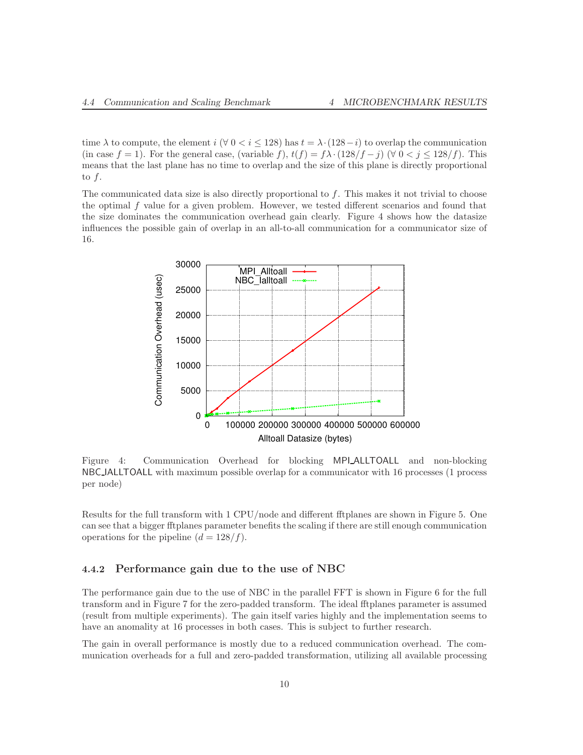time $\lambda$ to compute, the element $i$ ($\forall\ 0 < i \leq 128$) has $t = \lambda \cdot (128 - i)$ to overlap the communication (in case $f = 1$). For the general case, (variable $f$), $t(f) = f\lambda \cdot (128/f - j)$ ($\forall\ 0 < j \leq 128/f$). This means that the last plane has no time to overlap and the size of this plane is directly proportional to $f$.

The communicated data size is also directly proportional to $f$. This makes it not trivial to choose the optimal $f$ value for a given problem. However, we tested different scenarios and found that the size dominates the communication overhead gain clearly. Figure 4 shows how the datasize influences the possible gain of overlap in an all-to-all communication for a communicator size of 16.

Figure 4: Communication Overhead for blocking MPI_ALLTOALL and non-blocking NBC_IALLTOALL with maximum possible overlap for a communicator with 16 processes (1 process per node)

Results for the full transform with 1 CPU/node and different fftplanes are shown in Figure 5. One can see that a bigger fftplanes parameter benefits the scaling if there are still enough communication operations for the pipeline ($d = 128/f$).

### 4.4.2 Performance gain due to the use of NBC

The performance gain due to the use of NBC in the parallel FFT is shown in Figure 6 for the full transform and in Figure 7 for the zero-padded transform. The ideal fftplanes parameter is assumed (result from multiple experiments). The gain itself varies highly and the implementation seems to have an anomality at 16 processes in both cases. This is subject to further research.

The gain in overall performance is mostly due to a reduced communication overhead. The communication overheads for a full and zero-padded transformation, utilizing all available processing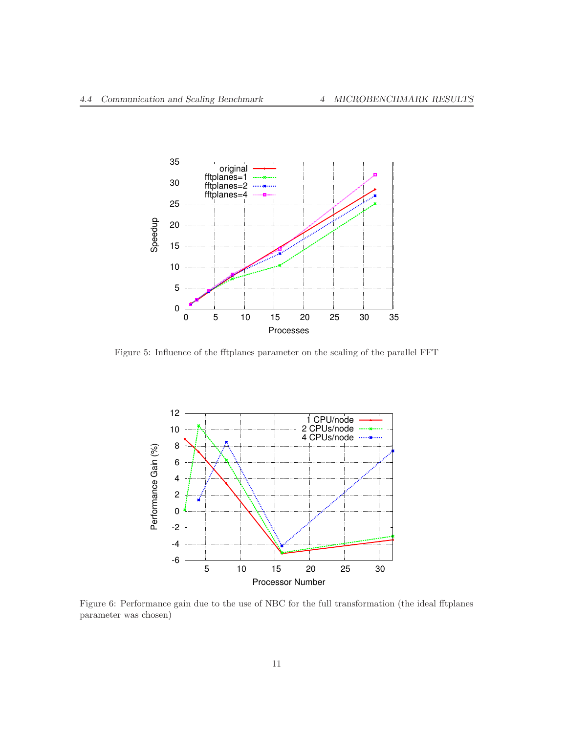Figure 5: Influence of the fftplanes parameter on the scaling of the parallel FFT

Figure 6: Performance gain due to the use of NBC for the full transformation (the ideal fftplanes parameter was chosen)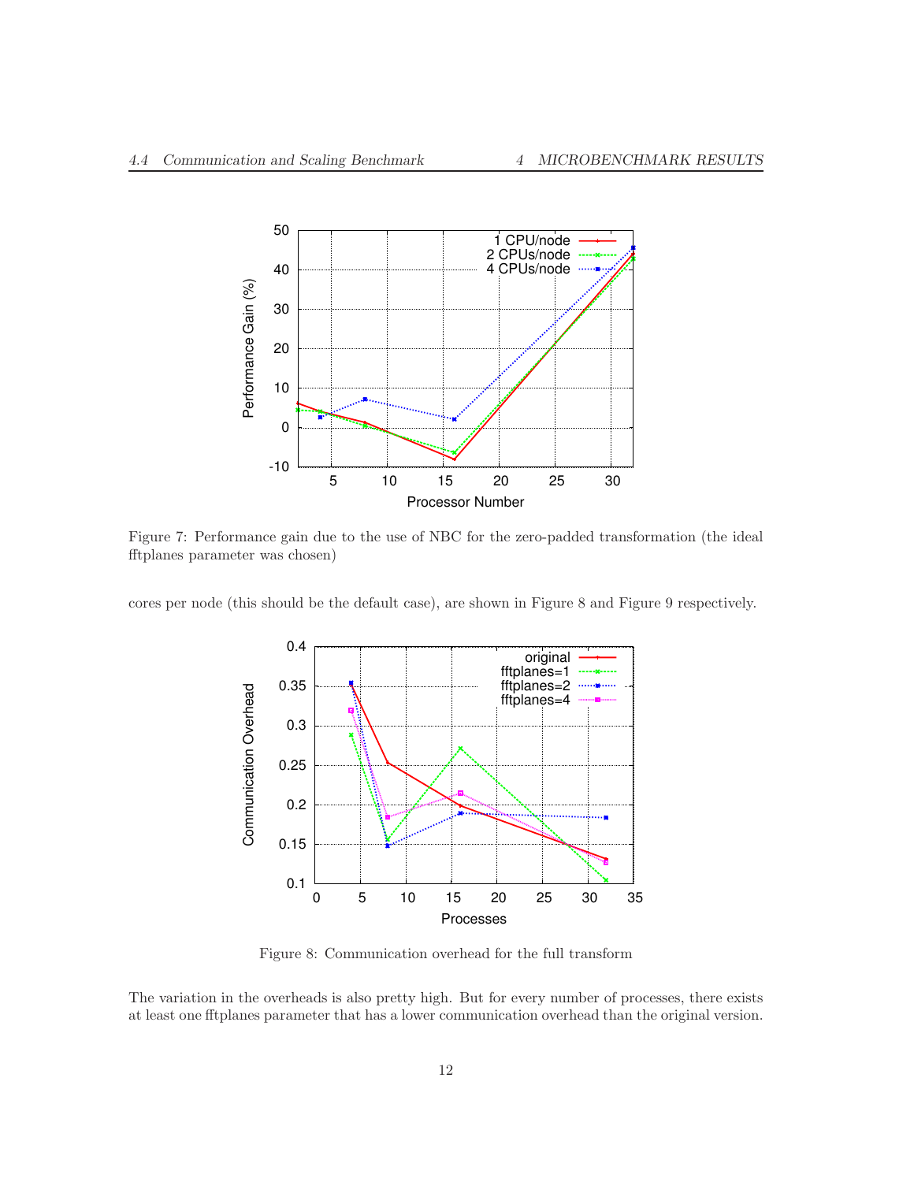Figure 7: Performance gain due to the use of NBC for the zero-padded transformation (the ideal fftplanes parameter was chosen)

cores per node (this should be the default case), are shown in Figure 8 and Figure 9 respectively.

Figure 8: Communication overhead for the full transform

The variation in the overheads is also pretty high. But for every number of processes, there exists at least one fftplanes parameter that has a lower communication overhead than the original version.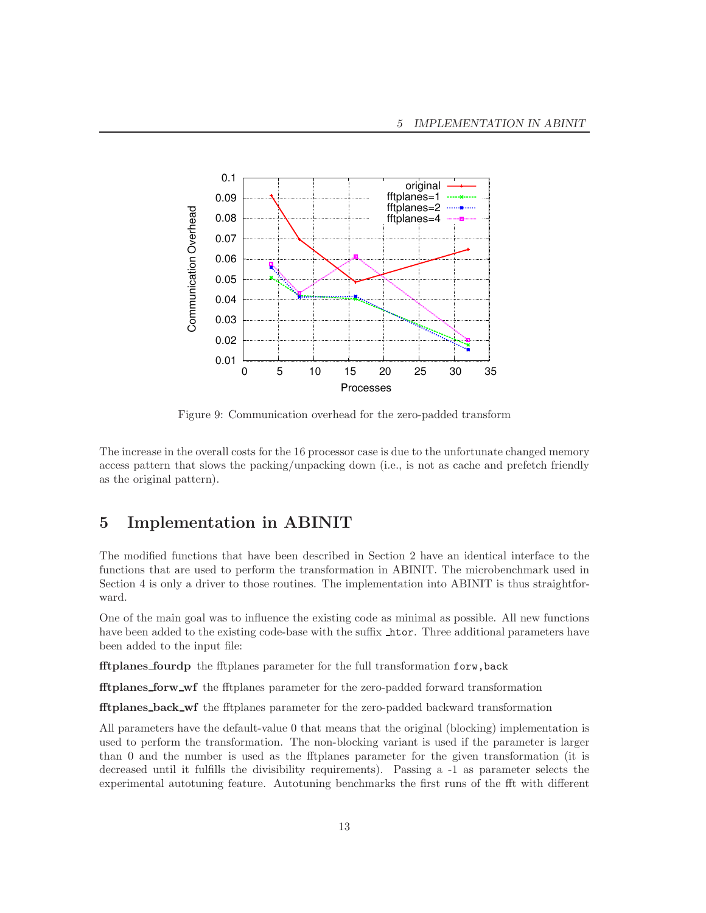Figure 9: Communication overhead for the zero-padded transform

The increase in the overall costs for the 16 processor case is due to the unfortunate changed memory access pattern that slows the packing/unpacking down (i.e., is not as cache and prefetch friendly as the original pattern).

# 5 Implementation in ABINIT

The modified functions that have been described in Section 2 have an identical interface to the functions that are used to perform the transformation in ABINIT. The microbenchmark used in Section 4 is only a driver to those routines. The implementation into ABINIT is thus straightforward.

One of the main goal was to influence the existing code as minimal as possible. All new functions have been added to the existing code-base with the suffix `_htor`. Three additional parameters have been added to the input file:

**fftplanes_fourdp** the fftplanes parameter for the full transformation `forw,back`

**fftplanes_forw_wf** the fftplanes parameter for the zero-padded forward transformation

**fftplanes_back_wf** the fftplanes parameter for the zero-padded backward transformation

All parameters have the default-value 0 that means that the original (blocking) implementation is used to perform the transformation. The non-blocking variant is used if the parameter is larger than 0 and the number is used as the fftplanes parameter for the given transformation (it is decreased until it fulfills the divisibility requirements). Passing a -1 as parameter selects the experimental autotuning feature. Autotuning benchmarks the first runs of the fft with different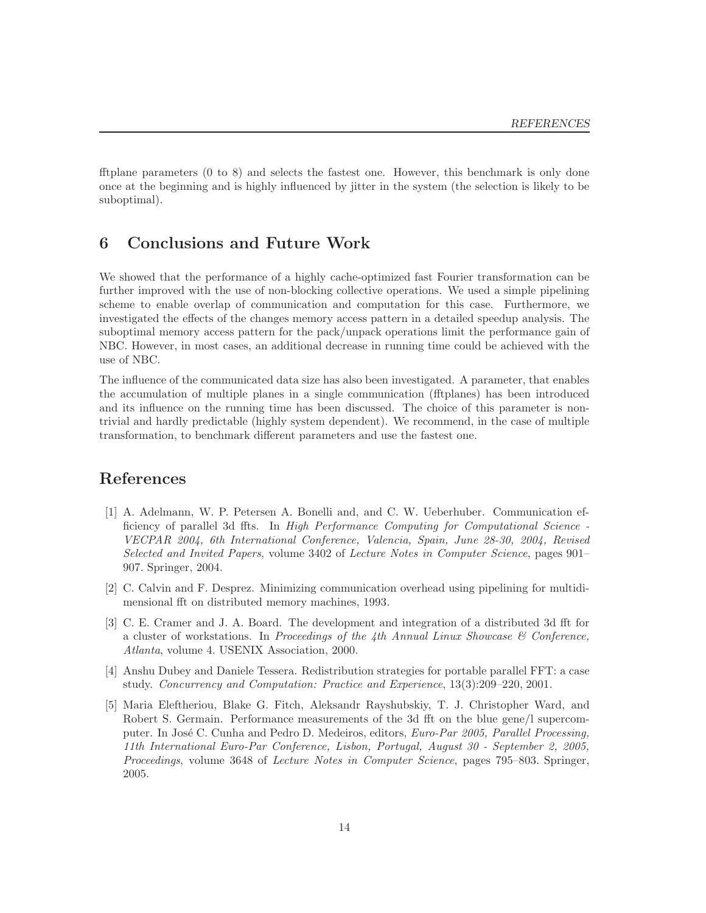fftplane parameters (0 to 8) and selects the fastest one. However, this benchmark is only done once at the beginning and is highly influenced by jitter in the system (the selection is likely to be suboptimal).

## 6 Conclusions and Future Work

We showed that the performance of a highly cache-optimized fast Fourier transformation can be further improved with the use of non-blocking collective operations. We used a simple pipelining scheme to enable overlap of communication and computation for this case. Furthermore, we investigated the effects of the changes memory access pattern in a detailed speedup analysis. The suboptimal memory access pattern for the pack/unpack operations limit the performance gain of NBC. However, in most cases, an additional decrease in running time could be achieved with the use of NBC.

The influence of the communicated data size has also been investigated. A parameter, that enables the accumulation of multiple planes in a single communication (fftplanes) has been introduced and its influence on the running time has been discussed. The choice of this parameter is non-trivial and hardly predictable (highly system dependent). We recommend, in the case of multiple transformation, to benchmark different parameters and use the fastest one.

## References

[1] A. Adelmann, W. P. Petersen A. Bonelli and, and C. W. Ueberhuber. Communication efficiency of parallel 3d ffts. In *High Performance Computing for Computational Science - VECPAR 2004, 6th International Conference, Valencia, Spain, June 28-30, 2004, Revised Selected and Invited Papers*, volume 3402 of *Lecture Notes in Computer Science*, pages 901–907. Springer, 2004.

[2] C. Calvin and F. Desprez. Minimizing communication overhead using pipelining for multidimensional fft on distributed memory machines, 1993.

[3] C. E. Cramer and J. A. Board. The development and integration of a distributed 3d fft for a cluster of workstations. In *Proceedings of the 4th Annual Linux Showcase & Conference, Atlanta*, volume 4. USENIX Association, 2000.

[4] Anshu Dubey and Daniele Tessera. Redistribution strategies for portable parallel FFT: a case study. *Concurrency and Computation: Practice and Experience*, 13(3):209–220, 2001.

[5] Maria Eleftheriou, Blake G. Fitch, Aleksandr Rayshubskiy, T. J. Christopher Ward, and Robert S. Germain. Performance measurements of the 3d fft on the blue gene/l supercomputer. In José C. Cunha and Pedro D. Medeiros, editors, *Euro-Par 2005, Parallel Processing, 11th International Euro-Par Conference, Lisbon, Portugal, August 30 - September 2, 2005, Proceedings*, volume 3648 of *Lecture Notes in Computer Science*, pages 795–803. Springer, 2005.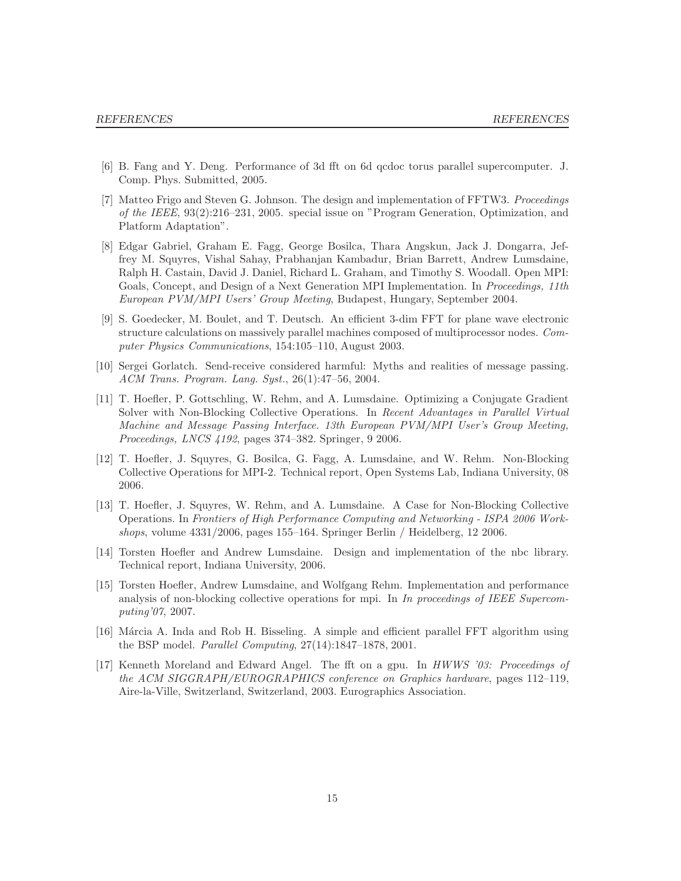[6] B. Fang and Y. Deng. Performance of 3d fft on 6d qcdoc torus parallel supercomputer. J. Comp. Phys. Submitted, 2005.

[7] Matteo Frigo and Steven G. Johnson. The design and implementation of FFTW3. *Proceedings of the IEEE*, 93(2):216–231, 2005. special issue on "Program Generation, Optimization, and Platform Adaptation".

[8] Edgar Gabriel, Graham E. Fagg, George Bosilca, Thara Angskun, Jack J. Dongarra, Jeffrey M. Squyres, Vishal Sahay, Prabhanjan Kambadur, Brian Barrett, Andrew Lumsdaine, Ralph H. Castain, David J. Daniel, Richard L. Graham, and Timothy S. Woodall. Open MPI: Goals, Concept, and Design of a Next Generation MPI Implementation. In *Proceedings, 11th European PVM/MPI Users' Group Meeting*, Budapest, Hungary, September 2004.

[9] S. Goedecker, M. Boulet, and T. Deutsch. An efficient 3-dim FFT for plane wave electronic structure calculations on massively parallel machines composed of multiprocessor nodes. *Computer Physics Communications*, 154:105–110, August 2003.

[10] Sergei Gorlatch. Send-receive considered harmful: Myths and realities of message passing. *ACM Trans. Program. Lang. Syst.*, 26(1):47–56, 2004.

[11] T. Hoefler, P. Gottschling, W. Rehm, and A. Lumsdaine. Optimizing a Conjugate Gradient Solver with Non-Blocking Collective Operations. In *Recent Advantages in Parallel Virtual Machine and Message Passing Interface. 13th European PVM/MPI User's Group Meeting, Proceedings, LNCS 4192*, pages 374–382. Springer, 9 2006.

[12] T. Hoefler, J. Squyres, G. Bosilca, G. Fagg, A. Lumsdaine, and W. Rehm. Non-Blocking Collective Operations for MPI-2. Technical report, Open Systems Lab, Indiana University, 08 2006.

[13] T. Hoefler, J. Squyres, W. Rehm, and A. Lumsdaine. A Case for Non-Blocking Collective Operations. In *Frontiers of High Performance Computing and Networking - ISPA 2006 Workshops*, volume 4331/2006, pages 155–164. Springer Berlin / Heidelberg, 12 2006.

[14] Torsten Hoefler and Andrew Lumsdaine. Design and implementation of the nbc library. Technical report, Indiana University, 2006.

[15] Torsten Hoefler, Andrew Lumsdaine, and Wolfgang Rehm. Implementation and performance analysis of non-blocking collective operations for mpi. In *In proceedings of IEEE Supercomputing'07*, 2007.

[16] Márcia A. Inda and Rob H. Bisseling. A simple and efficient parallel FFT algorithm using the BSP model. *Parallel Computing*, 27(14):1847–1878, 2001.

[17] Kenneth Moreland and Edward Angel. The fft on a gpu. In *HWWS '03: Proceedings of the ACM SIGGRAPH/EUROGRAPHICS conference on Graphics hardware*, pages 112–119, Aire-la-Ville, Switzerland, Switzerland, 2003. Eurographics Association.